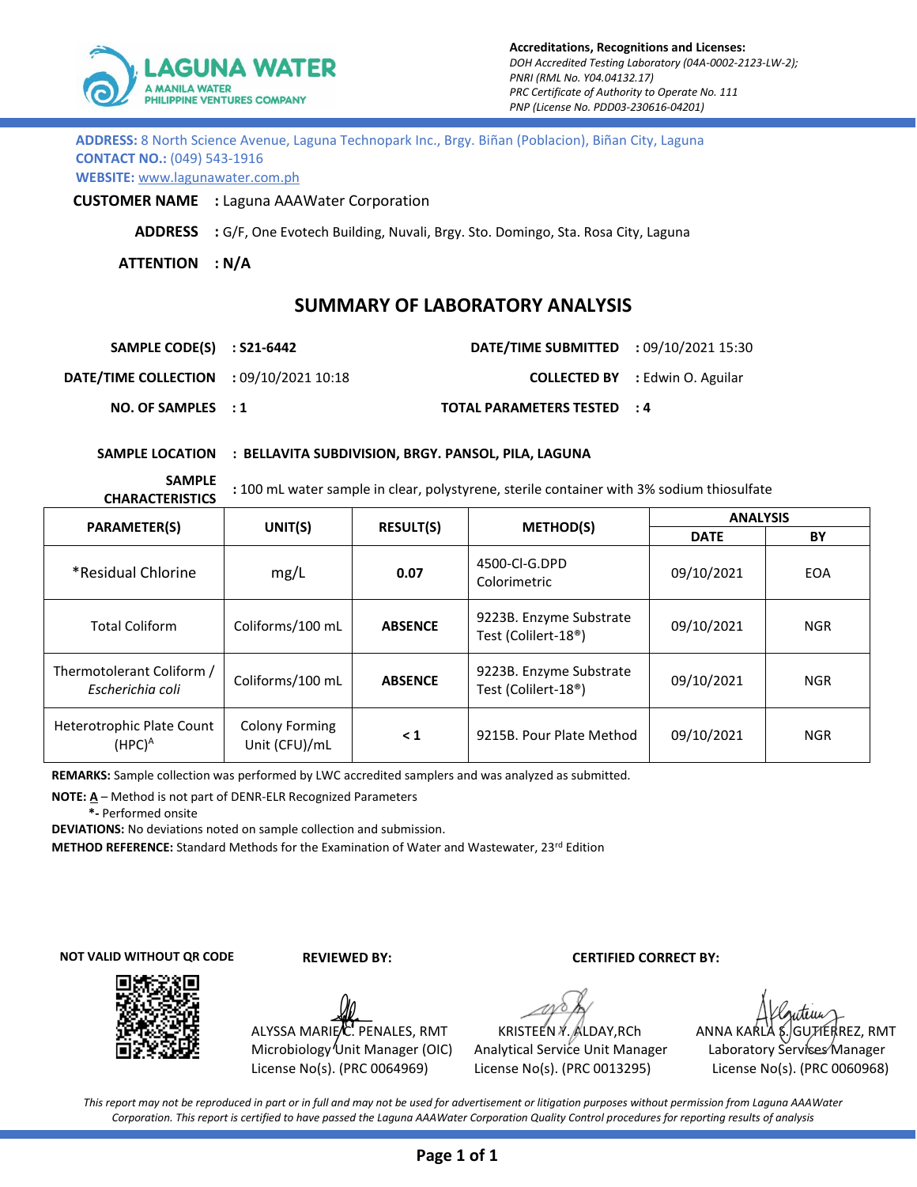**LAGUNA WATER**
A MANILA WATER PHILIPPINE VENTURES COMPANY

**Accreditations, Recognitions and Licenses:**
*DOH Accredited Testing Laboratory (04A-0002-2123-LW-2);*
*PNRI (RML No. Y04.04132.17)*
*PRC Certificate of Authority to Operate No. 111*
*PNP (License No. PDD03-230616-04201)*

**ADDRESS:** 8 North Science Avenue, Laguna Technopark Inc., Brgy. Biñan (Poblacion), Biñan City, Laguna
**CONTACT NO.:** (049) 543-1916
**WEBSITE:** www.lagunawater.com.ph

**CUSTOMER NAME** : Laguna AAAWater Corporation

**ADDRESS** : G/F, One Evotech Building, Nuvali, Brgy. Sto. Domingo, Sta. Rosa City, Laguna

**ATTENTION** : **N/A**

## SUMMARY OF LABORATORY ANALYSIS

**SAMPLE CODE(S)** : **S21-6442** | **DATE/TIME SUBMITTED** : 09/10/2021 15:30

**DATE/TIME COLLECTION** : 09/10/2021 10:18 | **COLLECTED BY** : Edwin O. Aguilar

**NO. OF SAMPLES** : **1** | **TOTAL PARAMETERS TESTED** : **4**

**SAMPLE LOCATION** : **BELLAVITA SUBDIVISION, BRGY. PANSOL, PILA, LAGUNA**

**SAMPLE CHARACTERISTICS** : 100 mL water sample in clear, polystyrene, sterile container with 3% sodium thiosulfate

| PARAMETER(S) | UNIT(S) | RESULT(S) | METHOD(S) | ANALYSIS | |
|---|---|---|---|---|---|
| | | | | DATE | BY |
| *Residual Chlorine | mg/L | **0.07** | 4500-Cl-G.DPD Colorimetric | 09/10/2021 | EOA |
| Total Coliform | Coliforms/100 mL | **ABSENCE** | 9223B. Enzyme Substrate Test (Colilert-18®) | 09/10/2021 | NGR |
| Thermotolerant Coliform / *Escherichia coli* | Coliforms/100 mL | **ABSENCE** | 9223B. Enzyme Substrate Test (Colilert-18®) | 09/10/2021 | NGR |
| Heterotrophic Plate Count (HPC)[A] | Colony Forming Unit (CFU)/mL | **< 1** | 9215B. Pour Plate Method | 09/10/2021 | NGR |

**REMARKS:** Sample collection was performed by LWC accredited samplers and was analyzed as submitted.

**NOTE:** **A** – Method is not part of DENR-ELR Recognized Parameters
**\*-** Performed onsite

**DEVIATIONS:** No deviations noted on sample collection and submission.

**METHOD REFERENCE:** Standard Methods for the Examination of Water and Wastewater, 23rd Edition

**NOT VALID WITHOUT QR CODE**

**REVIEWED BY:**

ALYSSA MARIE C. PENALES, RMT
Microbiology Unit Manager (OIC)
License No(s). (PRC 0064969)

KRISTEEN Y. ALDAY, RCh
Analytical Service Unit Manager
License No(s). (PRC 0013295)

**CERTIFIED CORRECT BY:**

ANNA KARLA S. GUTIERREZ, RMT
Laboratory Services Manager
License No(s). (PRC 0060968)

*This report may not be reproduced in part or in full and may not be used for advertisement or litigation purposes without permission from Laguna AAAWater Corporation. This report is certified to have passed the Laguna AAAWater Corporation Quality Control procedures for reporting results of analysis*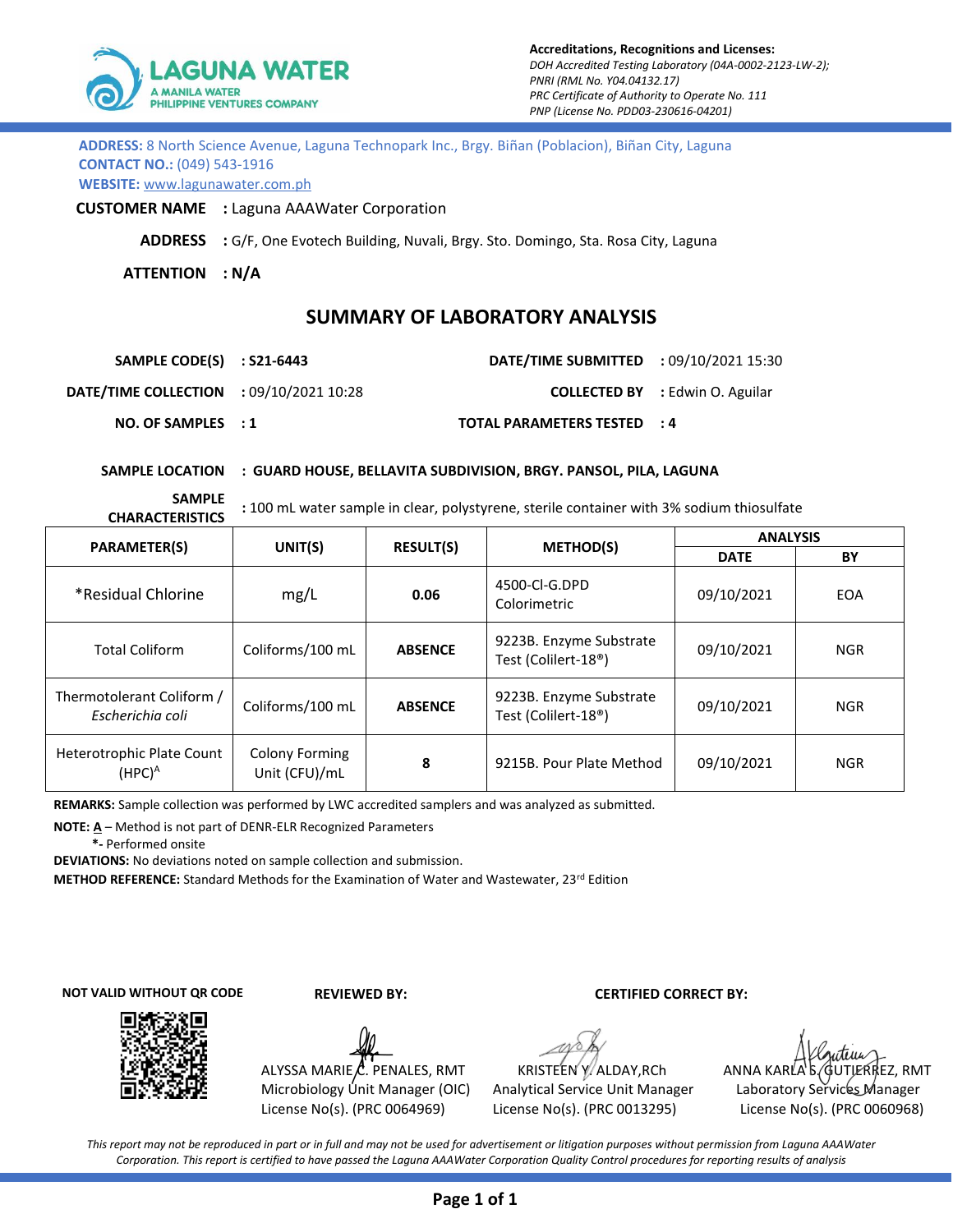**LAGUNA WATER**
A MANILA WATER PHILIPPINE VENTURES COMPANY

**Accreditations, Recognitions and Licenses:**
*DOH Accredited Testing Laboratory (04A-0002-2123-LW-2);*
*PNRI (RML No. Y04.04132.17)*
*PRC Certificate of Authority to Operate No. 111*
*PNP (License No. PDD03-230616-04201)*

**ADDRESS:** 8 North Science Avenue, Laguna Technopark Inc., Brgy. Biñan (Poblacion), Biñan City, Laguna
**CONTACT NO.:** (049) 543-1916
**WEBSITE:** www.lagunawater.com.ph

**CUSTOMER NAME** : Laguna AAAWater Corporation
**ADDRESS** : G/F, One Evotech Building, Nuvali, Brgy. Sto. Domingo, Sta. Rosa City, Laguna
**ATTENTION** : N/A

## SUMMARY OF LABORATORY ANALYSIS

**SAMPLE CODE(S)** : **S21-6443**
**DATE/TIME SUBMITTED** : 09/10/2021 15:30
**DATE/TIME COLLECTION** : 09/10/2021 10:28
**COLLECTED BY** : Edwin O. Aguilar
**NO. OF SAMPLES** : **1**
**TOTAL PARAMETERS TESTED** : **4**

**SAMPLE LOCATION** : **GUARD HOUSE, BELLAVITA SUBDIVISION, BRGY. PANSOL, PILA, LAGUNA**
**SAMPLE CHARACTERISTICS** : 100 mL water sample in clear, polystyrene, sterile container with 3% sodium thiosulfate

| PARAMETER(S) | UNIT(S) | RESULT(S) | METHOD(S) | ANALYSIS | |
|---|---|---|---|---|---|
| | | | | DATE | BY |
| *Residual Chlorine | mg/L | **0.06** | 4500-Cl-G.DPD Colorimetric | 09/10/2021 | EOA |
| Total Coliform | Coliforms/100 mL | **ABSENCE** | 9223B. Enzyme Substrate Test (Colilert-18®) | 09/10/2021 | NGR |
| Thermotolerant Coliform / *Escherichia coli* | Coliforms/100 mL | **ABSENCE** | 9223B. Enzyme Substrate Test (Colilert-18®) | 09/10/2021 | NGR |
| Heterotrophic Plate Count (HPC)[A] | Colony Forming Unit (CFU)/mL | **8** | 9215B. Pour Plate Method | 09/10/2021 | NGR |

**REMARKS:** Sample collection was performed by LWC accredited samplers and was analyzed as submitted.
**NOTE:** **A** – Method is not part of DENR-ELR Recognized Parameters
**\*-** Performed onsite
**DEVIATIONS:** No deviations noted on sample collection and submission.
**METHOD REFERENCE:** Standard Methods for the Examination of Water and Wastewater, 23rd Edition

**NOT VALID WITHOUT QR CODE**

**REVIEWED BY:**

ALYSSA MARIE C. PENALES, RMT
Microbiology Unit Manager (OIC)
License No(s). (PRC 0064969)

**CERTIFIED CORRECT BY:**

KRISTEEN Y. ALDAY, RCh
Analytical Service Unit Manager
License No(s). (PRC 0013295)

ANNA KARLA S. GUTIERREZ, RMT
Laboratory Services Manager
License No(s). (PRC 0060968)

*This report may not be reproduced in part or in full and may not be used for advertisement or litigation purposes without permission from Laguna AAAWater Corporation. This report is certified to have passed the Laguna AAAWater Corporation Quality Control procedures for reporting results of analysis*